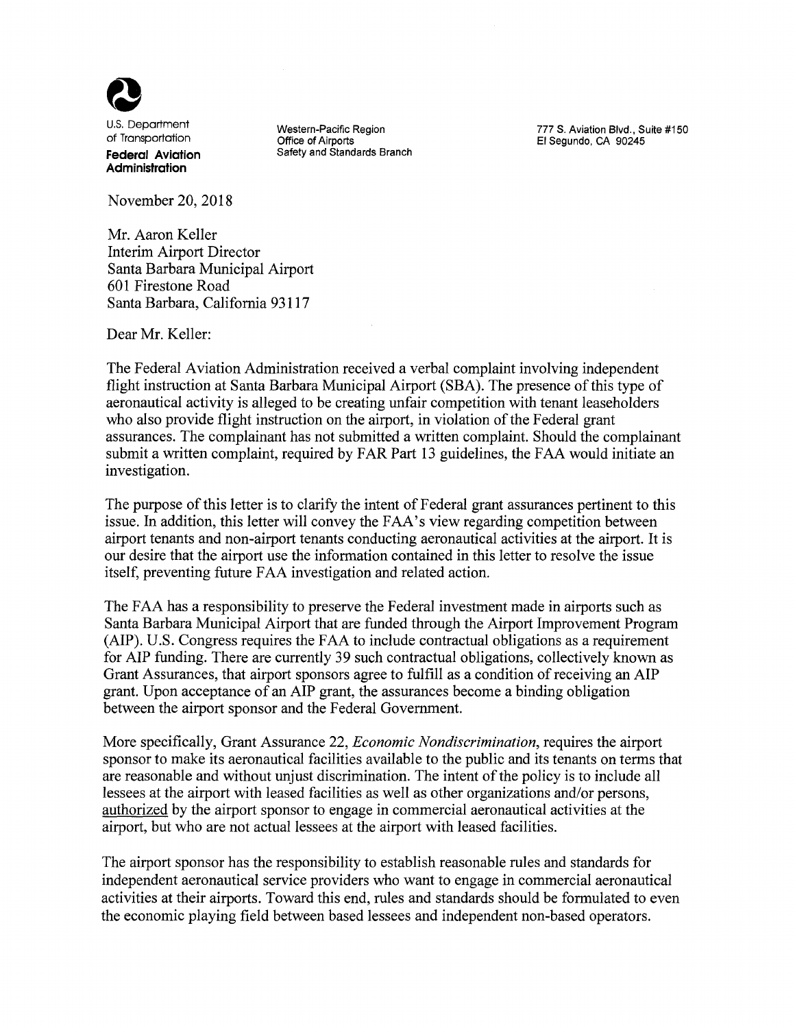U.S. Department of Transportation
**Federal Aviation Administration**

Western-Pacific Region
Office of Airports
Safety and Standards Branch

777 S. Aviation Blvd., Suite #150
El Segundo, CA 90245

November 20, 2018

Mr. Aaron Keller
Interim Airport Director
Santa Barbara Municipal Airport
601 Firestone Road
Santa Barbara, California 93117

Dear Mr. Keller:

The Federal Aviation Administration received a verbal complaint involving independent flight instruction at Santa Barbara Municipal Airport (SBA). The presence of this type of aeronautical activity is alleged to be creating unfair competition with tenant leaseholders who also provide flight instruction on the airport, in violation of the Federal grant assurances. The complainant has not submitted a written complaint. Should the complainant submit a written complaint, required by FAR Part 13 guidelines, the FAA would initiate an investigation.

The purpose of this letter is to clarify the intent of Federal grant assurances pertinent to this issue. In addition, this letter will convey the FAA's view regarding competition between airport tenants and non-airport tenants conducting aeronautical activities at the airport. It is our desire that the airport use the information contained in this letter to resolve the issue itself, preventing future FAA investigation and related action.

The FAA has a responsibility to preserve the Federal investment made in airports such as Santa Barbara Municipal Airport that are funded through the Airport Improvement Program (AIP). U.S. Congress requires the FAA to include contractual obligations as a requirement for AIP funding. There are currently 39 such contractual obligations, collectively known as Grant Assurances, that airport sponsors agree to fulfill as a condition of receiving an AIP grant. Upon acceptance of an AIP grant, the assurances become a binding obligation between the airport sponsor and the Federal Government.

More specifically, Grant Assurance 22, *Economic Nondiscrimination*, requires the airport sponsor to make its aeronautical facilities available to the public and its tenants on terms that are reasonable and without unjust discrimination. The intent of the policy is to include all lessees at the airport with leased facilities as well as other organizations and/or persons, <u>authorized</u> by the airport sponsor to engage in commercial aeronautical activities at the airport, but who are not actual lessees at the airport with leased facilities.

The airport sponsor has the responsibility to establish reasonable rules and standards for independent aeronautical service providers who want to engage in commercial aeronautical activities at their airports. Toward this end, rules and standards should be formulated to even the economic playing field between based lessees and independent non-based operators.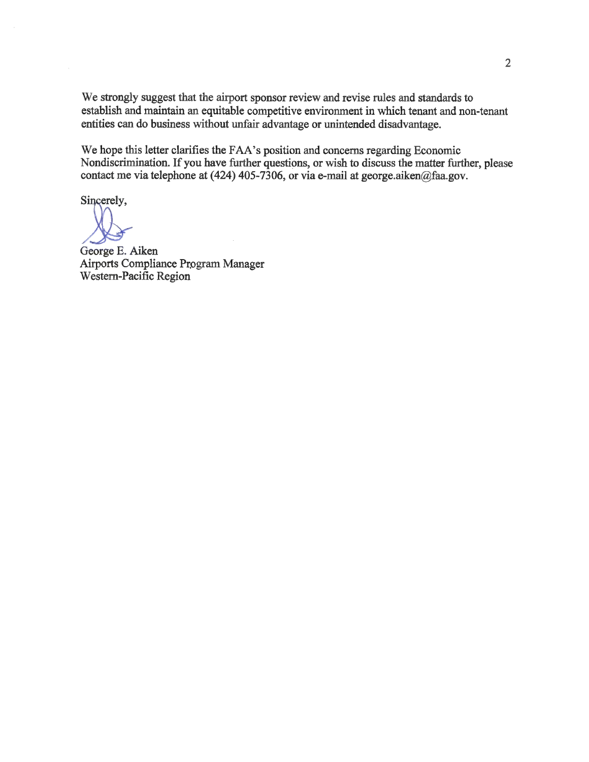We strongly suggest that the airport sponsor review and revise rules and standards to establish and maintain an equitable competitive environment in which tenant and non-tenant entities can do business without unfair advantage or unintended disadvantage.

We hope this letter clarifies the FAA's position and concerns regarding Economic Nondiscrimination. If you have further questions, or wish to discuss the matter further, please contact me via telephone at (424) 405-7306, or via e-mail at george.aiken@faa.gov.

Sincerely,

George E. Aiken
Airports Compliance Program Manager
Western-Pacific Region